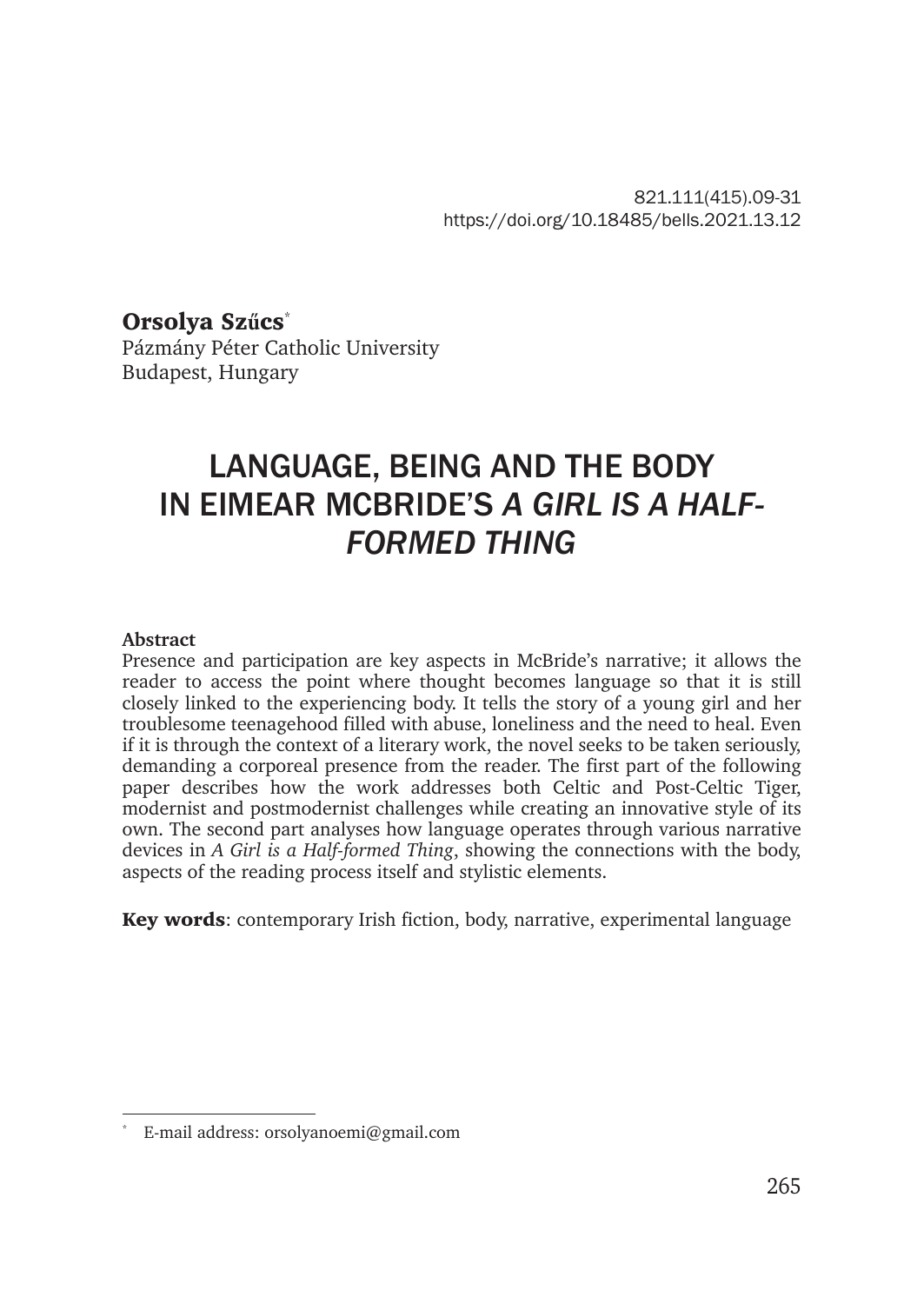821.111(415).09-31
https://doi.org/10.18485/bells.2021.13.12

**Orsolya Szűcs***
Pázmány Péter Catholic University
Budapest, Hungary

# LANGUAGE, BEING AND THE BODY IN EIMEAR MCBRIDE'S *A GIRL IS A HALF-FORMED THING*

**Abstract**

Presence and participation are key aspects in McBride's narrative; it allows the reader to access the point where thought becomes language so that it is still closely linked to the experiencing body. It tells the story of a young girl and her troublesome teenagehood filled with abuse, loneliness and the need to heal. Even if it is through the context of a literary work, the novel seeks to be taken seriously, demanding a corporeal presence from the reader. The first part of the following paper describes how the work addresses both Celtic and Post-Celtic Tiger, modernist and postmodernist challenges while creating an innovative style of its own. The second part analyses how language operates through various narrative devices in *A Girl is a Half-formed Thing*, showing the connections with the body, aspects of the reading process itself and stylistic elements.

**Key words**: contemporary Irish fiction, body, narrative, experimental language

---

* E-mail address: orsolyanoemi@gmail.com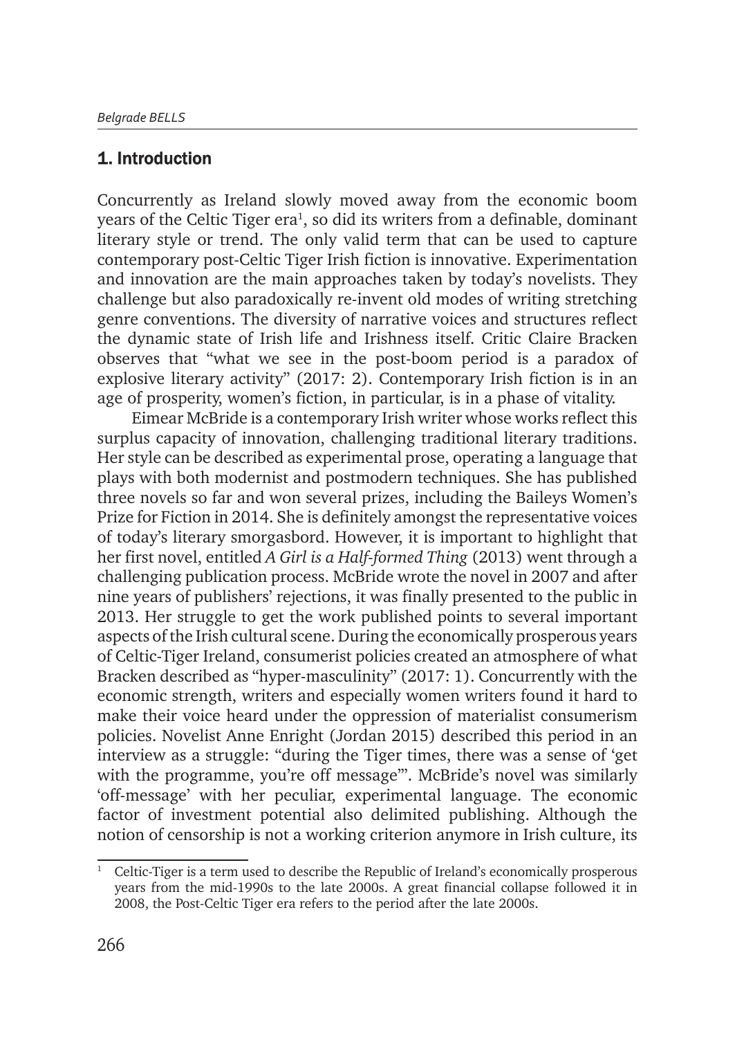## 1. Introduction

Concurrently as Ireland slowly moved away from the economic boom years of the Celtic Tiger era[1], so did its writers from a definable, dominant literary style or trend. The only valid term that can be used to capture contemporary post-Celtic Tiger Irish fiction is innovative. Experimentation and innovation are the main approaches taken by today's novelists. They challenge but also paradoxically re-invent old modes of writing stretching genre conventions. The diversity of narrative voices and structures reflect the dynamic state of Irish life and Irishness itself. Critic Claire Bracken observes that "what we see in the post-boom period is a paradox of explosive literary activity" (2017: 2). Contemporary Irish fiction is in an age of prosperity, women's fiction, in particular, is in a phase of vitality.

Eimear McBride is a contemporary Irish writer whose works reflect this surplus capacity of innovation, challenging traditional literary traditions. Her style can be described as experimental prose, operating a language that plays with both modernist and postmodern techniques. She has published three novels so far and won several prizes, including the Baileys Women's Prize for Fiction in 2014. She is definitely amongst the representative voices of today's literary smorgasbord. However, it is important to highlight that her first novel, entitled *A Girl is a Half-formed Thing* (2013) went through a challenging publication process. McBride wrote the novel in 2007 and after nine years of publishers' rejections, it was finally presented to the public in 2013. Her struggle to get the work published points to several important aspects of the Irish cultural scene. During the economically prosperous years of Celtic-Tiger Ireland, consumerist policies created an atmosphere of what Bracken described as "hyper-masculinity" (2017: 1). Concurrently with the economic strength, writers and especially women writers found it hard to make their voice heard under the oppression of materialist consumerism policies. Novelist Anne Enright (Jordan 2015) described this period in an interview as a struggle: "during the Tiger times, there was a sense of 'get with the programme, you're off message'". McBride's novel was similarly 'off-message' with her peculiar, experimental language. The economic factor of investment potential also delimited publishing. Although the notion of censorship is not a working criterion anymore in Irish culture, its

[1] Celtic-Tiger is a term used to describe the Republic of Ireland's economically prosperous years from the mid-1990s to the late 2000s. A great financial collapse followed it in 2008, the Post-Celtic Tiger era refers to the period after the late 2000s.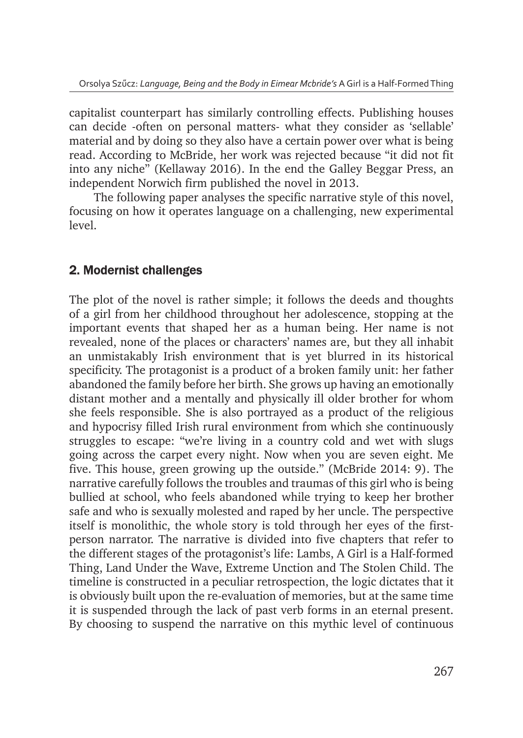capitalist counterpart has similarly controlling effects. Publishing houses can decide -often on personal matters- what they consider as 'sellable' material and by doing so they also have a certain power over what is being read. According to McBride, her work was rejected because "it did not fit into any niche" (Kellaway 2016). In the end the Galley Beggar Press, an independent Norwich firm published the novel in 2013.

The following paper analyses the specific narrative style of this novel, focusing on how it operates language on a challenging, new experimental level.

## 2. Modernist challenges

The plot of the novel is rather simple; it follows the deeds and thoughts of a girl from her childhood throughout her adolescence, stopping at the important events that shaped her as a human being. Her name is not revealed, none of the places or characters' names are, but they all inhabit an unmistakably Irish environment that is yet blurred in its historical specificity. The protagonist is a product of a broken family unit: her father abandoned the family before her birth. She grows up having an emotionally distant mother and a mentally and physically ill older brother for whom she feels responsible. She is also portrayed as a product of the religious and hypocrisy filled Irish rural environment from which she continuously struggles to escape: "we're living in a country cold and wet with slugs going across the carpet every night. Now when you are seven eight. Me five. This house, green growing up the outside." (McBride 2014: 9). The narrative carefully follows the troubles and traumas of this girl who is being bullied at school, who feels abandoned while trying to keep her brother safe and who is sexually molested and raped by her uncle. The perspective itself is monolithic, the whole story is told through her eyes of the first-person narrator. The narrative is divided into five chapters that refer to the different stages of the protagonist's life: Lambs, A Girl is a Half-formed Thing, Land Under the Wave, Extreme Unction and The Stolen Child. The timeline is constructed in a peculiar retrospection, the logic dictates that it is obviously built upon the re-evaluation of memories, but at the same time it is suspended through the lack of past verb forms in an eternal present. By choosing to suspend the narrative on this mythic level of continuous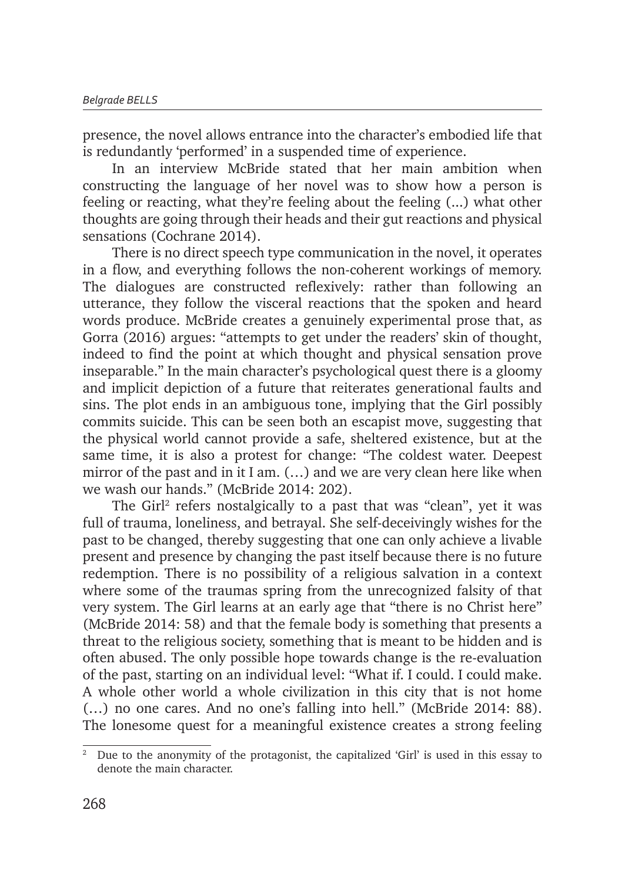presence, the novel allows entrance into the character's embodied life that is redundantly 'performed' in a suspended time of experience.

In an interview McBride stated that her main ambition when constructing the language of her novel was to show how a person is feeling or reacting, what they're feeling about the feeling (...) what other thoughts are going through their heads and their gut reactions and physical sensations (Cochrane 2014).

There is no direct speech type communication in the novel, it operates in a flow, and everything follows the non-coherent workings of memory. The dialogues are constructed reflexively: rather than following an utterance, they follow the visceral reactions that the spoken and heard words produce. McBride creates a genuinely experimental prose that, as Gorra (2016) argues: "attempts to get under the readers' skin of thought, indeed to find the point at which thought and physical sensation prove inseparable." In the main character's psychological quest there is a gloomy and implicit depiction of a future that reiterates generational faults and sins. The plot ends in an ambiguous tone, implying that the Girl possibly commits suicide. This can be seen both an escapist move, suggesting that the physical world cannot provide a safe, sheltered existence, but at the same time, it is also a protest for change: "The coldest water. Deepest mirror of the past and in it I am. (…) and we are very clean here like when we wash our hands." (McBride 2014: 202).

The Girl[2] refers nostalgically to a past that was "clean", yet it was full of trauma, loneliness, and betrayal. She self-deceivingly wishes for the past to be changed, thereby suggesting that one can only achieve a livable present and presence by changing the past itself because there is no future redemption. There is no possibility of a religious salvation in a context where some of the traumas spring from the unrecognized falsity of that very system. The Girl learns at an early age that "there is no Christ here" (McBride 2014: 58) and that the female body is something that presents a threat to the religious society, something that is meant to be hidden and is often abused. The only possible hope towards change is the re-evaluation of the past, starting on an individual level: "What if. I could. I could make. A whole other world a whole civilization in this city that is not home (…) no one cares. And no one's falling into hell." (McBride 2014: 88). The lonesome quest for a meaningful existence creates a strong feeling

[2] Due to the anonymity of the protagonist, the capitalized 'Girl' is used in this essay to denote the main character.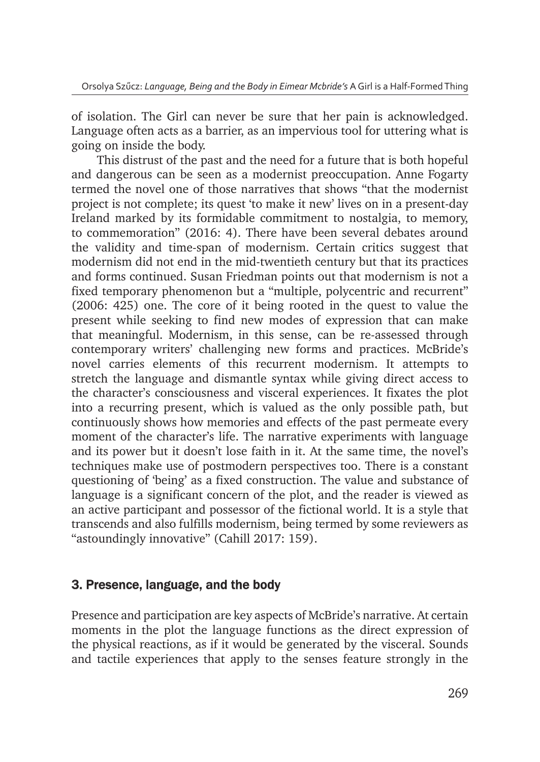of isolation. The Girl can never be sure that her pain is acknowledged. Language often acts as a barrier, as an impervious tool for uttering what is going on inside the body.

This distrust of the past and the need for a future that is both hopeful and dangerous can be seen as a modernist preoccupation. Anne Fogarty termed the novel one of those narratives that shows "that the modernist project is not complete; its quest 'to make it new' lives on in a present-day Ireland marked by its formidable commitment to nostalgia, to memory, to commemoration" (2016: 4). There have been several debates around the validity and time-span of modernism. Certain critics suggest that modernism did not end in the mid-twentieth century but that its practices and forms continued. Susan Friedman points out that modernism is not a fixed temporary phenomenon but a "multiple, polycentric and recurrent" (2006: 425) one. The core of it being rooted in the quest to value the present while seeking to find new modes of expression that can make that meaningful. Modernism, in this sense, can be re-assessed through contemporary writers' challenging new forms and practices. McBride's novel carries elements of this recurrent modernism. It attempts to stretch the language and dismantle syntax while giving direct access to the character's consciousness and visceral experiences. It fixates the plot into a recurring present, which is valued as the only possible path, but continuously shows how memories and effects of the past permeate every moment of the character's life. The narrative experiments with language and its power but it doesn't lose faith in it. At the same time, the novel's techniques make use of postmodern perspectives too. There is a constant questioning of 'being' as a fixed construction. The value and substance of language is a significant concern of the plot, and the reader is viewed as an active participant and possessor of the fictional world. It is a style that transcends and also fulfills modernism, being termed by some reviewers as "astoundingly innovative" (Cahill 2017: 159).

## 3. Presence, language, and the body

Presence and participation are key aspects of McBride's narrative. At certain moments in the plot the language functions as the direct expression of the physical reactions, as if it would be generated by the visceral. Sounds and tactile experiences that apply to the senses feature strongly in the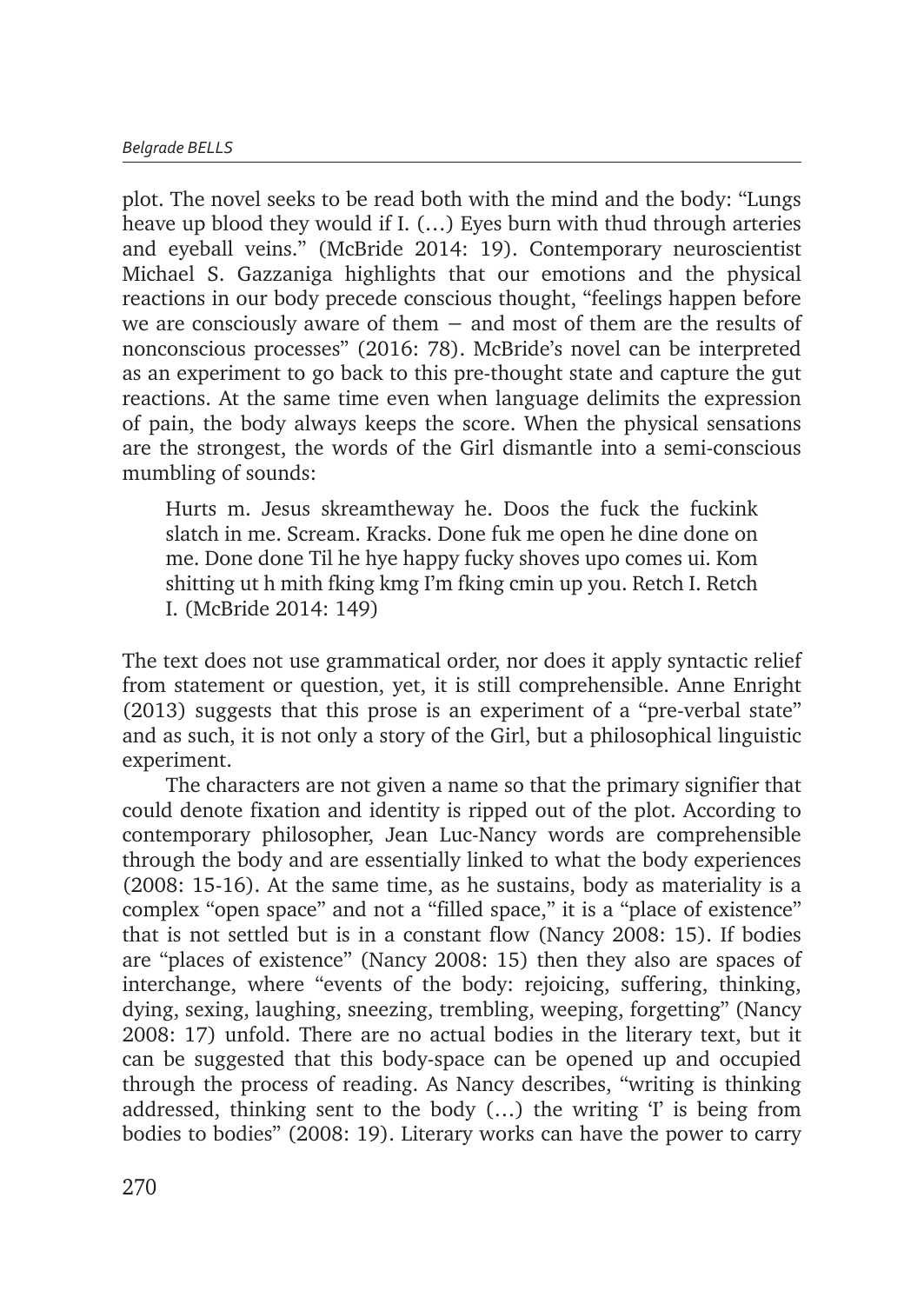plot. The novel seeks to be read both with the mind and the body: "Lungs heave up blood they would if I. (…) Eyes burn with thud through arteries and eyeball veins." (McBride 2014: 19). Contemporary neuroscientist Michael S. Gazzaniga highlights that our emotions and the physical reactions in our body precede conscious thought, "feelings happen before we are consciously aware of them – and most of them are the results of nonconscious processes" (2016: 78). McBride's novel can be interpreted as an experiment to go back to this pre-thought state and capture the gut reactions. At the same time even when language delimits the expression of pain, the body always keeps the score. When the physical sensations are the strongest, the words of the Girl dismantle into a semi-conscious mumbling of sounds:

> Hurts m. Jesus skreamtheway he. Doos the fuck the fuckink slatch in me. Scream. Kracks. Done fuk me open he dine done on me. Done done Til he hye happy fucky shoves upo comes ui. Kom shitting ut h mith fking kmg I'm fking cmin up you. Retch I. Retch I. (McBride 2014: 149)

The text does not use grammatical order, nor does it apply syntactic relief from statement or question, yet, it is still comprehensible. Anne Enright (2013) suggests that this prose is an experiment of a "pre-verbal state" and as such, it is not only a story of the Girl, but a philosophical linguistic experiment.

The characters are not given a name so that the primary signifier that could denote fixation and identity is ripped out of the plot. According to contemporary philosopher, Jean Luc-Nancy words are comprehensible through the body and are essentially linked to what the body experiences (2008: 15-16). At the same time, as he sustains, body as materiality is a complex "open space" and not a "filled space," it is a "place of existence" that is not settled but is in a constant flow (Nancy 2008: 15). If bodies are "places of existence" (Nancy 2008: 15) then they also are spaces of interchange, where "events of the body: rejoicing, suffering, thinking, dying, sexing, laughing, sneezing, trembling, weeping, forgetting" (Nancy 2008: 17) unfold. There are no actual bodies in the literary text, but it can be suggested that this body-space can be opened up and occupied through the process of reading. As Nancy describes, "writing is thinking addressed, thinking sent to the body (…) the writing 'I' is being from bodies to bodies" (2008: 19). Literary works can have the power to carry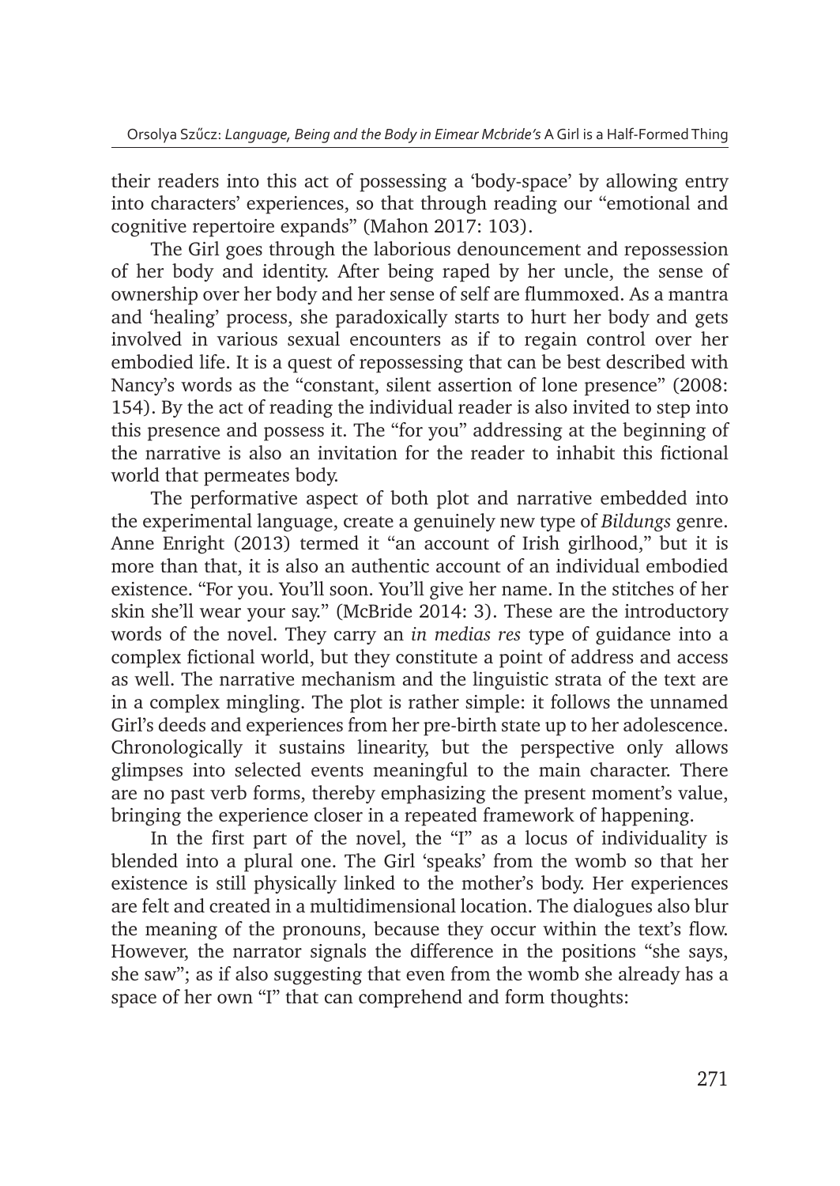their readers into this act of possessing a 'body-space' by allowing entry into characters' experiences, so that through reading our "emotional and cognitive repertoire expands" (Mahon 2017: 103).

The Girl goes through the laborious denouncement and repossession of her body and identity. After being raped by her uncle, the sense of ownership over her body and her sense of self are flummoxed. As a mantra and 'healing' process, she paradoxically starts to hurt her body and gets involved in various sexual encounters as if to regain control over her embodied life. It is a quest of repossessing that can be best described with Nancy's words as the "constant, silent assertion of lone presence" (2008: 154). By the act of reading the individual reader is also invited to step into this presence and possess it. The "for you" addressing at the beginning of the narrative is also an invitation for the reader to inhabit this fictional world that permeates body.

The performative aspect of both plot and narrative embedded into the experimental language, create a genuinely new type of *Bildungs* genre. Anne Enright (2013) termed it "an account of Irish girlhood," but it is more than that, it is also an authentic account of an individual embodied existence. "For you. You'll soon. You'll give her name. In the stitches of her skin she'll wear your say." (McBride 2014: 3). These are the introductory words of the novel. They carry an *in medias res* type of guidance into a complex fictional world, but they constitute a point of address and access as well. The narrative mechanism and the linguistic strata of the text are in a complex mingling. The plot is rather simple: it follows the unnamed Girl's deeds and experiences from her pre-birth state up to her adolescence. Chronologically it sustains linearity, but the perspective only allows glimpses into selected events meaningful to the main character. There are no past verb forms, thereby emphasizing the present moment's value, bringing the experience closer in a repeated framework of happening.

In the first part of the novel, the "I" as a locus of individuality is blended into a plural one. The Girl 'speaks' from the womb so that her existence is still physically linked to the mother's body. Her experiences are felt and created in a multidimensional location. The dialogues also blur the meaning of the pronouns, because they occur within the text's flow. However, the narrator signals the difference in the positions "she says, she saw"; as if also suggesting that even from the womb she already has a space of her own "I" that can comprehend and form thoughts: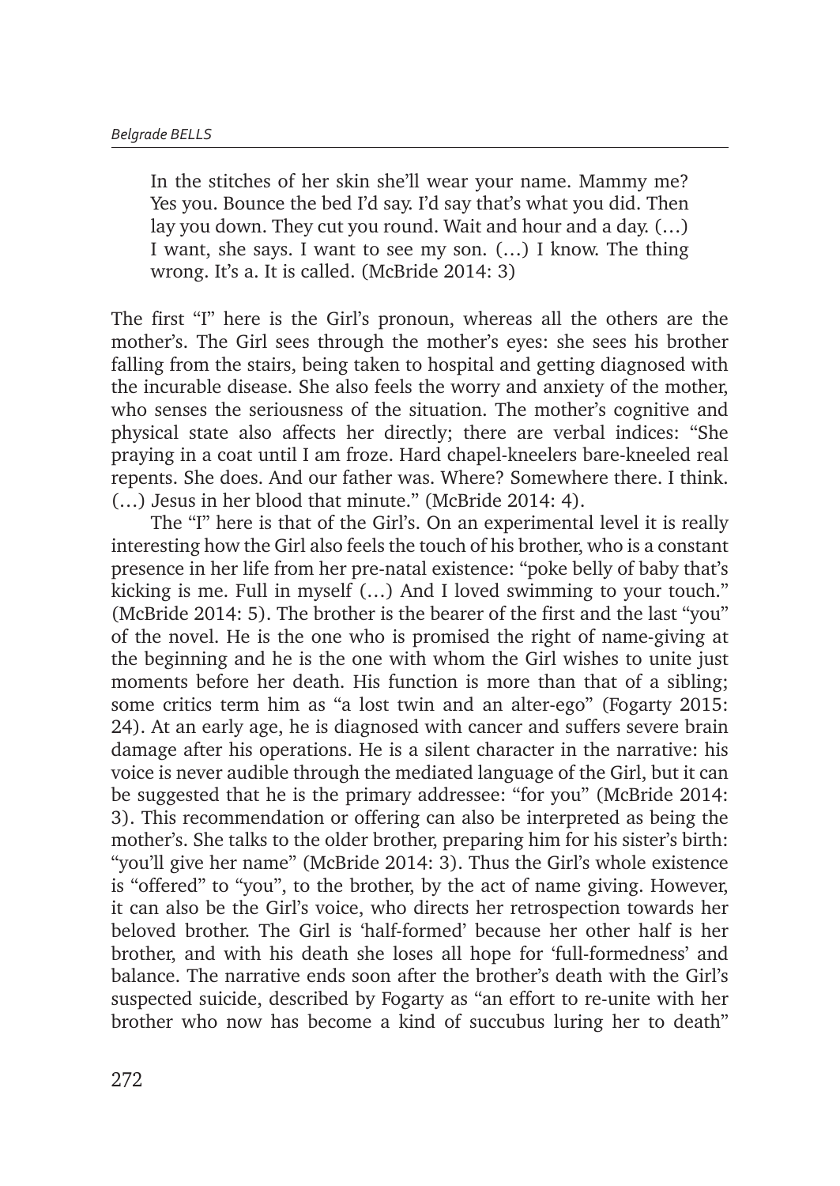> In the stitches of her skin she'll wear your name. Mammy me? Yes you. Bounce the bed I'd say. I'd say that's what you did. Then lay you down. They cut you round. Wait and hour and a day. (…) I want, she says. I want to see my son. (…) I know. The thing wrong. It's a. It is called. (McBride 2014: 3)

The first "I" here is the Girl's pronoun, whereas all the others are the mother's. The Girl sees through the mother's eyes: she sees his brother falling from the stairs, being taken to hospital and getting diagnosed with the incurable disease. She also feels the worry and anxiety of the mother, who senses the seriousness of the situation. The mother's cognitive and physical state also affects her directly; there are verbal indices: "She praying in a coat until I am froze. Hard chapel-kneelers bare-kneeled real repents. She does. And our father was. Where? Somewhere there. I think. (…) Jesus in her blood that minute." (McBride 2014: 4).

The "I" here is that of the Girl's. On an experimental level it is really interesting how the Girl also feels the touch of his brother, who is a constant presence in her life from her pre-natal existence: "poke belly of baby that's kicking is me. Full in myself (…) And I loved swimming to your touch." (McBride 2014: 5). The brother is the bearer of the first and the last "you" of the novel. He is the one who is promised the right of name-giving at the beginning and he is the one with whom the Girl wishes to unite just moments before her death. His function is more than that of a sibling; some critics term him as "a lost twin and an alter-ego" (Fogarty 2015: 24). At an early age, he is diagnosed with cancer and suffers severe brain damage after his operations. He is a silent character in the narrative: his voice is never audible through the mediated language of the Girl, but it can be suggested that he is the primary addressee: "for you" (McBride 2014: 3). This recommendation or offering can also be interpreted as being the mother's. She talks to the older brother, preparing him for his sister's birth: "you'll give her name" (McBride 2014: 3). Thus the Girl's whole existence is "offered" to "you", to the brother, by the act of name giving. However, it can also be the Girl's voice, who directs her retrospection towards her beloved brother. The Girl is 'half-formed' because her other half is her brother, and with his death she loses all hope for 'full-formedness' and balance. The narrative ends soon after the brother's death with the Girl's suspected suicide, described by Fogarty as "an effort to re-unite with her brother who now has become a kind of succubus luring her to death"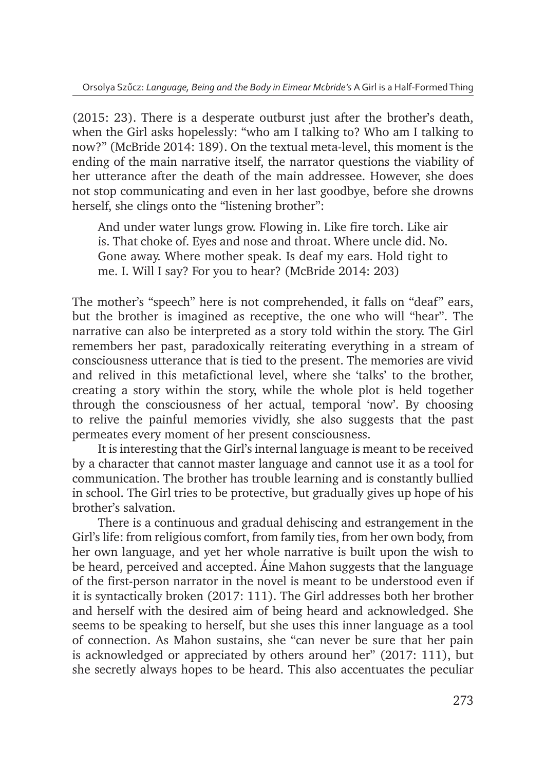(2015: 23). There is a desperate outburst just after the brother's death, when the Girl asks hopelessly: "who am I talking to? Who am I talking to now?" (McBride 2014: 189). On the textual meta-level, this moment is the ending of the main narrative itself, the narrator questions the viability of her utterance after the death of the main addressee. However, she does not stop communicating and even in her last goodbye, before she drowns herself, she clings onto the "listening brother":

> And under water lungs grow. Flowing in. Like fire torch. Like air is. That choke of. Eyes and nose and throat. Where uncle did. No. Gone away. Where mother speak. Is deaf my ears. Hold tight to me. I. Will I say? For you to hear? (McBride 2014: 203)

The mother's "speech" here is not comprehended, it falls on "deaf" ears, but the brother is imagined as receptive, the one who will "hear". The narrative can also be interpreted as a story told within the story. The Girl remembers her past, paradoxically reiterating everything in a stream of consciousness utterance that is tied to the present. The memories are vivid and relived in this metafictional level, where she 'talks' to the brother, creating a story within the story, while the whole plot is held together through the consciousness of her actual, temporal 'now'. By choosing to relive the painful memories vividly, she also suggests that the past permeates every moment of her present consciousness.

It is interesting that the Girl's internal language is meant to be received by a character that cannot master language and cannot use it as a tool for communication. The brother has trouble learning and is constantly bullied in school. The Girl tries to be protective, but gradually gives up hope of his brother's salvation.

There is a continuous and gradual dehiscing and estrangement in the Girl's life: from religious comfort, from family ties, from her own body, from her own language, and yet her whole narrative is built upon the wish to be heard, perceived and accepted. Áine Mahon suggests that the language of the first-person narrator in the novel is meant to be understood even if it is syntactically broken (2017: 111). The Girl addresses both her brother and herself with the desired aim of being heard and acknowledged. She seems to be speaking to herself, but she uses this inner language as a tool of connection. As Mahon sustains, she "can never be sure that her pain is acknowledged or appreciated by others around her" (2017: 111), but she secretly always hopes to be heard. This also accentuates the peculiar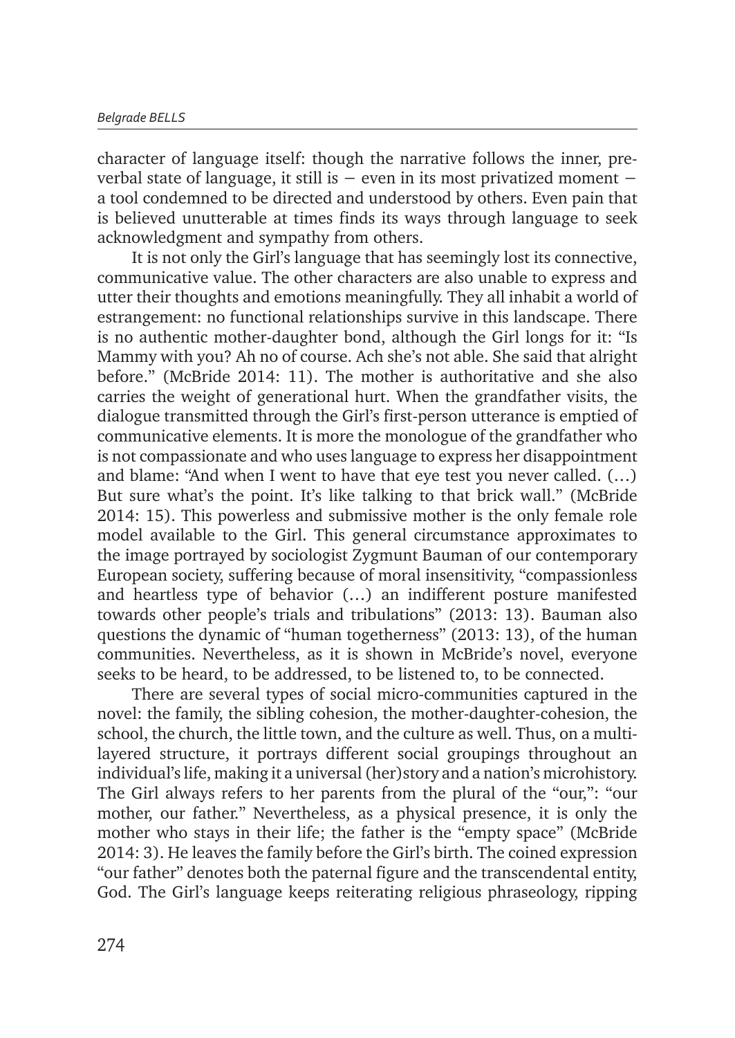character of language itself: though the narrative follows the inner, pre-verbal state of language, it still is – even in its most privatized moment – a tool condemned to be directed and understood by others. Even pain that is believed unutterable at times finds its ways through language to seek acknowledgment and sympathy from others.

It is not only the Girl's language that has seemingly lost its connective, communicative value. The other characters are also unable to express and utter their thoughts and emotions meaningfully. They all inhabit a world of estrangement: no functional relationships survive in this landscape. There is no authentic mother-daughter bond, although the Girl longs for it: "Is Mammy with you? Ah no of course. Ach she's not able. She said that alright before." (McBride 2014: 11). The mother is authoritative and she also carries the weight of generational hurt. When the grandfather visits, the dialogue transmitted through the Girl's first-person utterance is emptied of communicative elements. It is more the monologue of the grandfather who is not compassionate and who uses language to express her disappointment and blame: "And when I went to have that eye test you never called. (…) But sure what's the point. It's like talking to that brick wall." (McBride 2014: 15). This powerless and submissive mother is the only female role model available to the Girl. This general circumstance approximates to the image portrayed by sociologist Zygmunt Bauman of our contemporary European society, suffering because of moral insensitivity, "compassionless and heartless type of behavior (…) an indifferent posture manifested towards other people's trials and tribulations" (2013: 13). Bauman also questions the dynamic of "human togetherness" (2013: 13), of the human communities. Nevertheless, as it is shown in McBride's novel, everyone seeks to be heard, to be addressed, to be listened to, to be connected.

There are several types of social micro-communities captured in the novel: the family, the sibling cohesion, the mother-daughter-cohesion, the school, the church, the little town, and the culture as well. Thus, on a multi-layered structure, it portrays different social groupings throughout an individual's life, making it a universal (her)story and a nation's microhistory. The Girl always refers to her parents from the plural of the "our,": "our mother, our father." Nevertheless, as a physical presence, it is only the mother who stays in their life; the father is the "empty space" (McBride 2014: 3). He leaves the family before the Girl's birth. The coined expression "our father" denotes both the paternal figure and the transcendental entity, God. The Girl's language keeps reiterating religious phraseology, ripping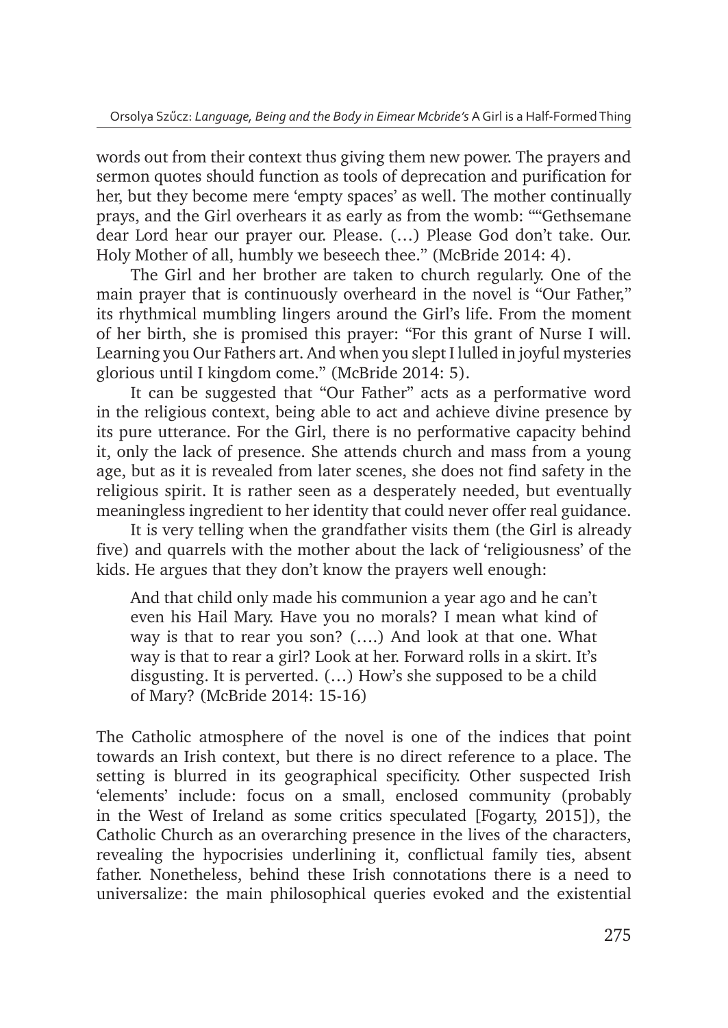words out from their context thus giving them new power. The prayers and sermon quotes should function as tools of deprecation and purification for her, but they become mere 'empty spaces' as well. The mother continually prays, and the Girl overhears it as early as from the womb: ""Gethsemane dear Lord hear our prayer our. Please. (…) Please God don't take. Our. Holy Mother of all, humbly we beseech thee." (McBride 2014: 4).

The Girl and her brother are taken to church regularly. One of the main prayer that is continuously overheard in the novel is "Our Father," its rhythmical mumbling lingers around the Girl's life. From the moment of her birth, she is promised this prayer: "For this grant of Nurse I will. Learning you Our Fathers art. And when you slept I lulled in joyful mysteries glorious until I kingdom come." (McBride 2014: 5).

It can be suggested that "Our Father" acts as a performative word in the religious context, being able to act and achieve divine presence by its pure utterance. For the Girl, there is no performative capacity behind it, only the lack of presence. She attends church and mass from a young age, but as it is revealed from later scenes, she does not find safety in the religious spirit. It is rather seen as a desperately needed, but eventually meaningless ingredient to her identity that could never offer real guidance.

It is very telling when the grandfather visits them (the Girl is already five) and quarrels with the mother about the lack of 'religiousness' of the kids. He argues that they don't know the prayers well enough:

> And that child only made his communion a year ago and he can't even his Hail Mary. Have you no morals? I mean what kind of way is that to rear you son? (….) And look at that one. What way is that to rear a girl? Look at her. Forward rolls in a skirt. It's disgusting. It is perverted. (…) How's she supposed to be a child of Mary? (McBride 2014: 15-16)

The Catholic atmosphere of the novel is one of the indices that point towards an Irish context, but there is no direct reference to a place. The setting is blurred in its geographical specificity. Other suspected Irish 'elements' include: focus on a small, enclosed community (probably in the West of Ireland as some critics speculated [Fogarty, 2015]), the Catholic Church as an overarching presence in the lives of the characters, revealing the hypocrisies underlining it, conflictual family ties, absent father. Nonetheless, behind these Irish connotations there is a need to universalize: the main philosophical queries evoked and the existential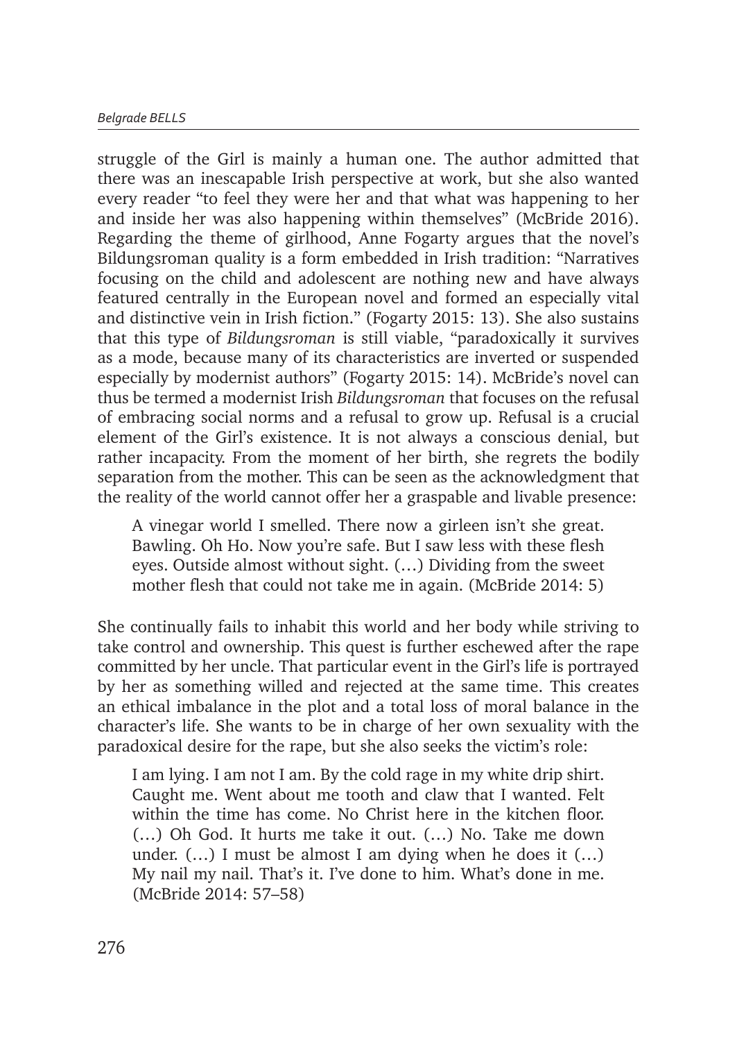struggle of the Girl is mainly a human one. The author admitted that there was an inescapable Irish perspective at work, but she also wanted every reader "to feel they were her and that what was happening to her and inside her was also happening within themselves" (McBride 2016). Regarding the theme of girlhood, Anne Fogarty argues that the novel's Bildungsroman quality is a form embedded in Irish tradition: "Narratives focusing on the child and adolescent are nothing new and have always featured centrally in the European novel and formed an especially vital and distinctive vein in Irish fiction." (Fogarty 2015: 13). She also sustains that this type of *Bildungsroman* is still viable, "paradoxically it survives as a mode, because many of its characteristics are inverted or suspended especially by modernist authors" (Fogarty 2015: 14). McBride's novel can thus be termed a modernist Irish *Bildungsroman* that focuses on the refusal of embracing social norms and a refusal to grow up. Refusal is a crucial element of the Girl's existence. It is not always a conscious denial, but rather incapacity. From the moment of her birth, she regrets the bodily separation from the mother. This can be seen as the acknowledgment that the reality of the world cannot offer her a graspable and livable presence:

> A vinegar world I smelled. There now a girleen isn't she great. Bawling. Oh Ho. Now you're safe. But I saw less with these flesh eyes. Outside almost without sight. (…) Dividing from the sweet mother flesh that could not take me in again. (McBride 2014: 5)

She continually fails to inhabit this world and her body while striving to take control and ownership. This quest is further eschewed after the rape committed by her uncle. That particular event in the Girl's life is portrayed by her as something willed and rejected at the same time. This creates an ethical imbalance in the plot and a total loss of moral balance in the character's life. She wants to be in charge of her own sexuality with the paradoxical desire for the rape, but she also seeks the victim's role:

> I am lying. I am not I am. By the cold rage in my white drip shirt. Caught me. Went about me tooth and claw that I wanted. Felt within the time has come. No Christ here in the kitchen floor. (…) Oh God. It hurts me take it out. (…) No. Take me down under. (…) I must be almost I am dying when he does it (…) My nail my nail. That's it. I've done to him. What's done in me. (McBride 2014: 57–58)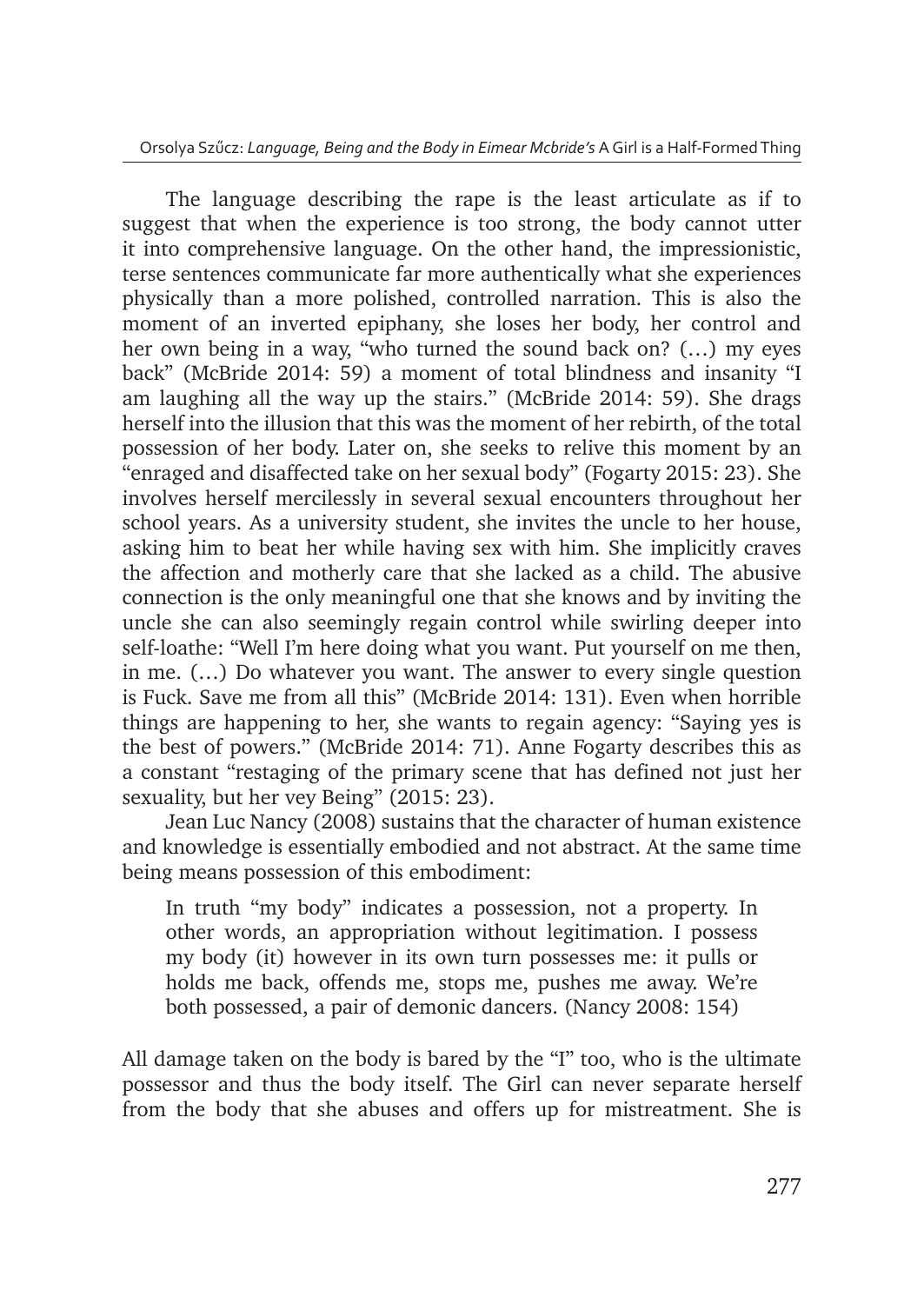The language describing the rape is the least articulate as if to suggest that when the experience is too strong, the body cannot utter it into comprehensive language. On the other hand, the impressionistic, terse sentences communicate far more authentically what she experiences physically than a more polished, controlled narration. This is also the moment of an inverted epiphany, she loses her body, her control and her own being in a way, "who turned the sound back on? (…) my eyes back" (McBride 2014: 59) a moment of total blindness and insanity "I am laughing all the way up the stairs." (McBride 2014: 59). She drags herself into the illusion that this was the moment of her rebirth, of the total possession of her body. Later on, she seeks to relive this moment by an "enraged and disaffected take on her sexual body" (Fogarty 2015: 23). She involves herself mercilessly in several sexual encounters throughout her school years. As a university student, she invites the uncle to her house, asking him to beat her while having sex with him. She implicitly craves the affection and motherly care that she lacked as a child. The abusive connection is the only meaningful one that she knows and by inviting the uncle she can also seemingly regain control while swirling deeper into self-loathe: "Well I'm here doing what you want. Put yourself on me then, in me. (…) Do whatever you want. The answer to every single question is Fuck. Save me from all this" (McBride 2014: 131). Even when horrible things are happening to her, she wants to regain agency: "Saying yes is the best of powers." (McBride 2014: 71). Anne Fogarty describes this as a constant "restaging of the primary scene that has defined not just her sexuality, but her vey Being" (2015: 23).

Jean Luc Nancy (2008) sustains that the character of human existence and knowledge is essentially embodied and not abstract. At the same time being means possession of this embodiment:

> In truth "my body" indicates a possession, not a property. In other words, an appropriation without legitimation. I possess my body (it) however in its own turn possesses me: it pulls or holds me back, offends me, stops me, pushes me away. We're both possessed, a pair of demonic dancers. (Nancy 2008: 154)

All damage taken on the body is bared by the "I" too, who is the ultimate possessor and thus the body itself. The Girl can never separate herself from the body that she abuses and offers up for mistreatment. She is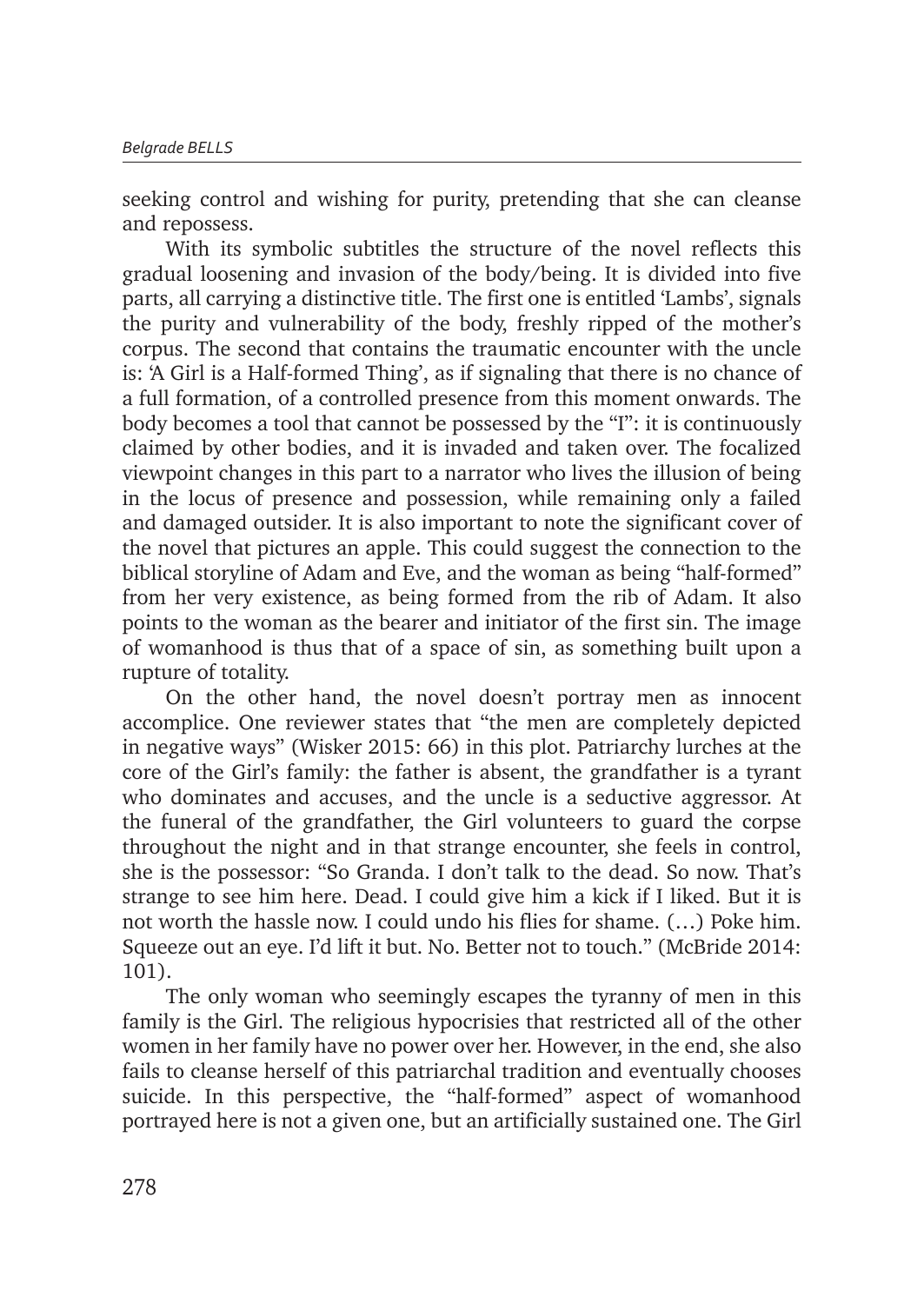seeking control and wishing for purity, pretending that she can cleanse and repossess.

With its symbolic subtitles the structure of the novel reflects this gradual loosening and invasion of the body/being. It is divided into five parts, all carrying a distinctive title. The first one is entitled 'Lambs', signals the purity and vulnerability of the body, freshly ripped of the mother's corpus. The second that contains the traumatic encounter with the uncle is: 'A Girl is a Half-formed Thing', as if signaling that there is no chance of a full formation, of a controlled presence from this moment onwards. The body becomes a tool that cannot be possessed by the "I": it is continuously claimed by other bodies, and it is invaded and taken over. The focalized viewpoint changes in this part to a narrator who lives the illusion of being in the locus of presence and possession, while remaining only a failed and damaged outsider. It is also important to note the significant cover of the novel that pictures an apple. This could suggest the connection to the biblical storyline of Adam and Eve, and the woman as being "half-formed" from her very existence, as being formed from the rib of Adam. It also points to the woman as the bearer and initiator of the first sin. The image of womanhood is thus that of a space of sin, as something built upon a rupture of totality.

On the other hand, the novel doesn't portray men as innocent accomplice. One reviewer states that "the men are completely depicted in negative ways" (Wisker 2015: 66) in this plot. Patriarchy lurches at the core of the Girl's family: the father is absent, the grandfather is a tyrant who dominates and accuses, and the uncle is a seductive aggressor. At the funeral of the grandfather, the Girl volunteers to guard the corpse throughout the night and in that strange encounter, she feels in control, she is the possessor: "So Granda. I don't talk to the dead. So now. That's strange to see him here. Dead. I could give him a kick if I liked. But it is not worth the hassle now. I could undo his flies for shame. (…) Poke him. Squeeze out an eye. I'd lift it but. No. Better not to touch." (McBride 2014: 101).

The only woman who seemingly escapes the tyranny of men in this family is the Girl. The religious hypocrisies that restricted all of the other women in her family have no power over her. However, in the end, she also fails to cleanse herself of this patriarchal tradition and eventually chooses suicide. In this perspective, the "half-formed" aspect of womanhood portrayed here is not a given one, but an artificially sustained one. The Girl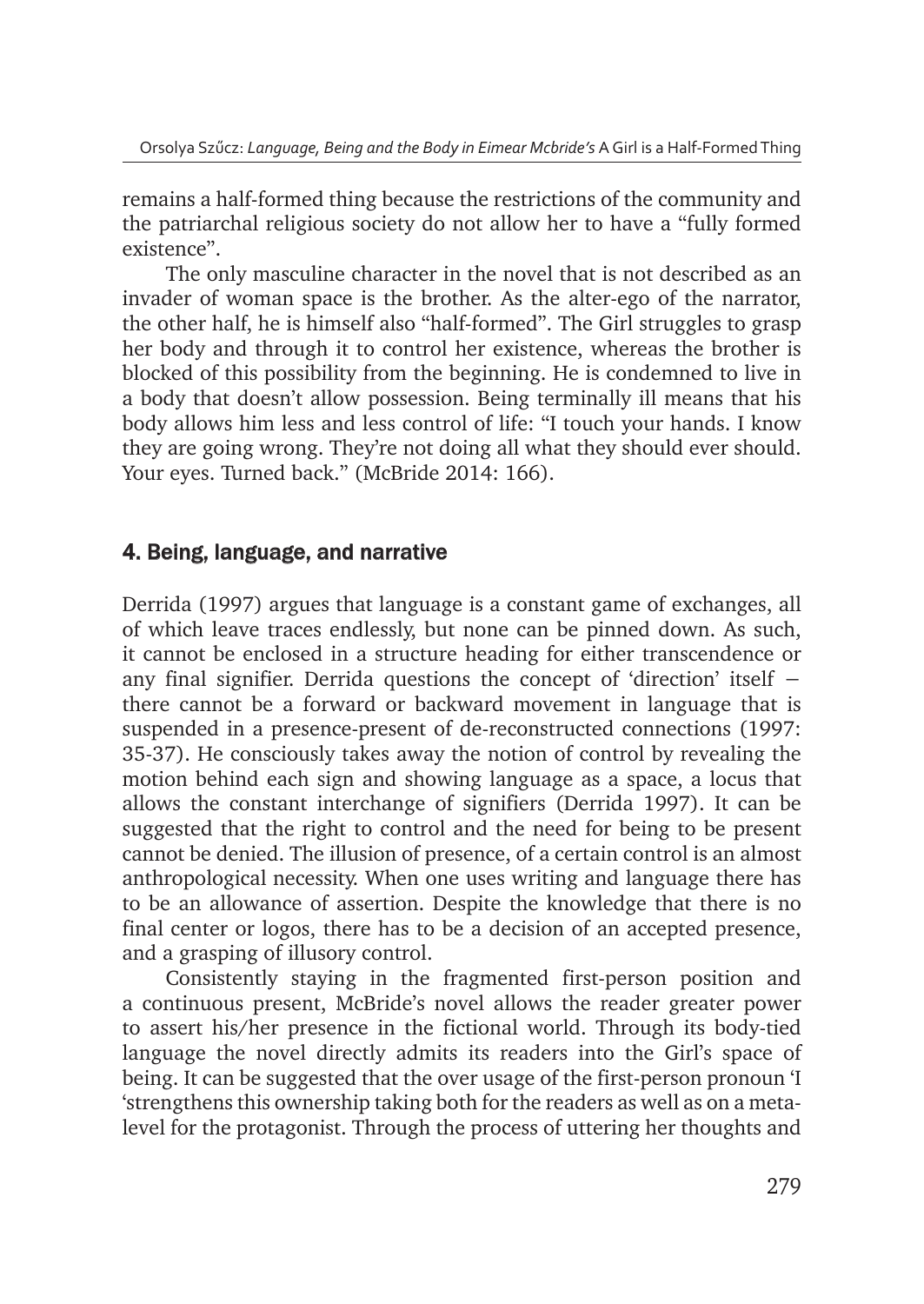remains a half-formed thing because the restrictions of the community and the patriarchal religious society do not allow her to have a "fully formed existence".

The only masculine character in the novel that is not described as an invader of woman space is the brother. As the alter-ego of the narrator, the other half, he is himself also "half-formed". The Girl struggles to grasp her body and through it to control her existence, whereas the brother is blocked of this possibility from the beginning. He is condemned to live in a body that doesn't allow possession. Being terminally ill means that his body allows him less and less control of life: "I touch your hands. I know they are going wrong. They're not doing all what they should ever should. Your eyes. Turned back." (McBride 2014: 166).

## 4. Being, language, and narrative

Derrida (1997) argues that language is a constant game of exchanges, all of which leave traces endlessly, but none can be pinned down. As such, it cannot be enclosed in a structure heading for either transcendence or any final signifier. Derrida questions the concept of 'direction' itself – there cannot be a forward or backward movement in language that is suspended in a presence-present of de-reconstructed connections (1997: 35-37). He consciously takes away the notion of control by revealing the motion behind each sign and showing language as a space, a locus that allows the constant interchange of signifiers (Derrida 1997). It can be suggested that the right to control and the need for being to be present cannot be denied. The illusion of presence, of a certain control is an almost anthropological necessity. When one uses writing and language there has to be an allowance of assertion. Despite the knowledge that there is no final center or logos, there has to be a decision of an accepted presence, and a grasping of illusory control.

Consistently staying in the fragmented first-person position and a continuous present, McBride's novel allows the reader greater power to assert his/her presence in the fictional world. Through its body-tied language the novel directly admits its readers into the Girl's space of being. It can be suggested that the over usage of the first-person pronoun 'I 'strengthens this ownership taking both for the readers as well as on a meta-level for the protagonist. Through the process of uttering her thoughts and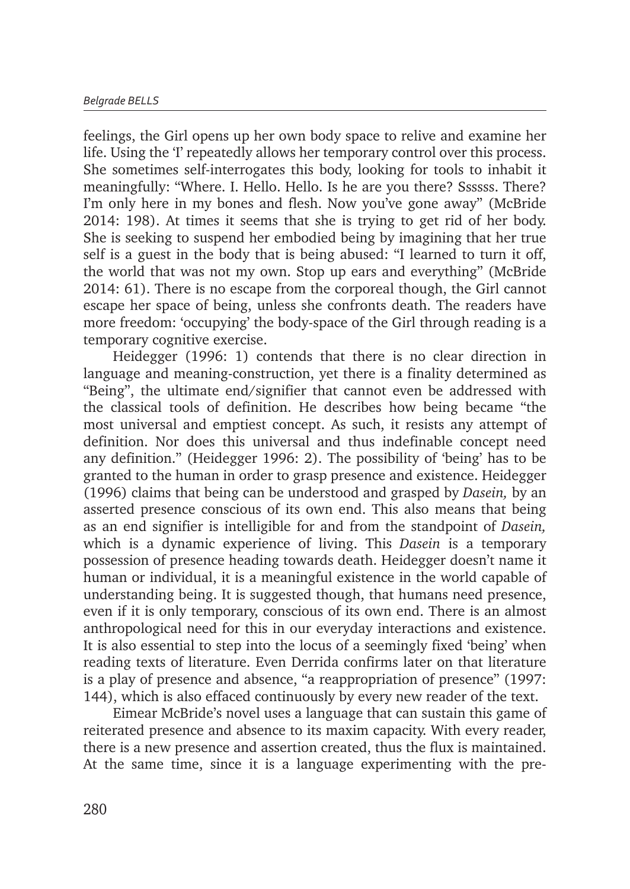feelings, the Girl opens up her own body space to relive and examine her life. Using the 'I' repeatedly allows her temporary control over this process. She sometimes self-interrogates this body, looking for tools to inhabit it meaningfully: "Where. I. Hello. Hello. Is he are you there? Ssssss. There? I'm only here in my bones and flesh. Now you've gone away" (McBride 2014: 198). At times it seems that she is trying to get rid of her body. She is seeking to suspend her embodied being by imagining that her true self is a guest in the body that is being abused: "I learned to turn it off, the world that was not my own. Stop up ears and everything" (McBride 2014: 61). There is no escape from the corporeal though, the Girl cannot escape her space of being, unless she confronts death. The readers have more freedom: 'occupying' the body-space of the Girl through reading is a temporary cognitive exercise.

Heidegger (1996: 1) contends that there is no clear direction in language and meaning-construction, yet there is a finality determined as "Being", the ultimate end/signifier that cannot even be addressed with the classical tools of definition. He describes how being became "the most universal and emptiest concept. As such, it resists any attempt of definition. Nor does this universal and thus indefinable concept need any definition." (Heidegger 1996: 2). The possibility of 'being' has to be granted to the human in order to grasp presence and existence. Heidegger (1996) claims that being can be understood and grasped by *Dasein,* by an asserted presence conscious of its own end. This also means that being as an end signifier is intelligible for and from the standpoint of *Dasein,* which is a dynamic experience of living. This *Dasein* is a temporary possession of presence heading towards death. Heidegger doesn't name it human or individual, it is a meaningful existence in the world capable of understanding being. It is suggested though, that humans need presence, even if it is only temporary, conscious of its own end. There is an almost anthropological need for this in our everyday interactions and existence. It is also essential to step into the locus of a seemingly fixed 'being' when reading texts of literature. Even Derrida confirms later on that literature is a play of presence and absence, "a reappropriation of presence" (1997: 144), which is also effaced continuously by every new reader of the text.

Eimear McBride's novel uses a language that can sustain this game of reiterated presence and absence to its maxim capacity. With every reader, there is a new presence and assertion created, thus the flux is maintained. At the same time, since it is a language experimenting with the pre-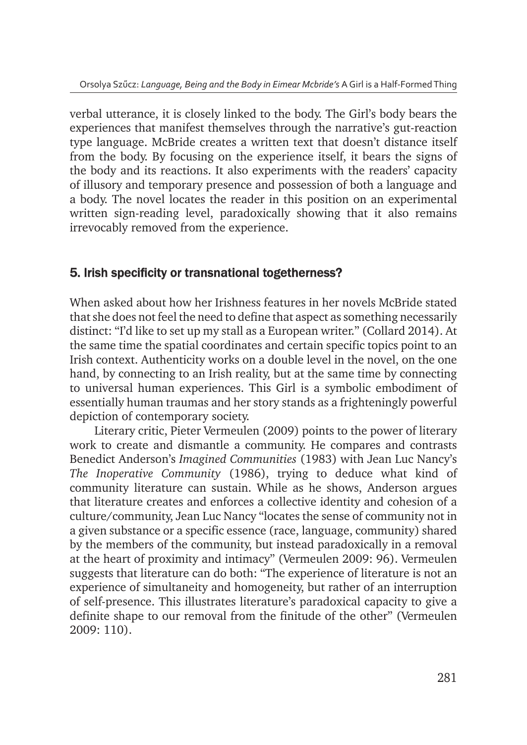verbal utterance, it is closely linked to the body. The Girl's body bears the experiences that manifest themselves through the narrative's gut-reaction type language. McBride creates a written text that doesn't distance itself from the body. By focusing on the experience itself, it bears the signs of the body and its reactions. It also experiments with the readers' capacity of illusory and temporary presence and possession of both a language and a body. The novel locates the reader in this position on an experimental written sign-reading level, paradoxically showing that it also remains irrevocably removed from the experience.

## 5. Irish specificity or transnational togetherness?

When asked about how her Irishness features in her novels McBride stated that she does not feel the need to define that aspect as something necessarily distinct: "I'd like to set up my stall as a European writer." (Collard 2014). At the same time the spatial coordinates and certain specific topics point to an Irish context. Authenticity works on a double level in the novel, on the one hand, by connecting to an Irish reality, but at the same time by connecting to universal human experiences. This Girl is a symbolic embodiment of essentially human traumas and her story stands as a frighteningly powerful depiction of contemporary society.

Literary critic, Pieter Vermeulen (2009) points to the power of literary work to create and dismantle a community. He compares and contrasts Benedict Anderson's *Imagined Communities* (1983) with Jean Luc Nancy's *The Inoperative Community* (1986), trying to deduce what kind of community literature can sustain. While as he shows, Anderson argues that literature creates and enforces a collective identity and cohesion of a culture/community, Jean Luc Nancy "locates the sense of community not in a given substance or a specific essence (race, language, community) shared by the members of the community, but instead paradoxically in a removal at the heart of proximity and intimacy" (Vermeulen 2009: 96). Vermeulen suggests that literature can do both: "The experience of literature is not an experience of simultaneity and homogeneity, but rather of an interruption of self-presence. This illustrates literature's paradoxical capacity to give a definite shape to our removal from the finitude of the other" (Vermeulen 2009: 110).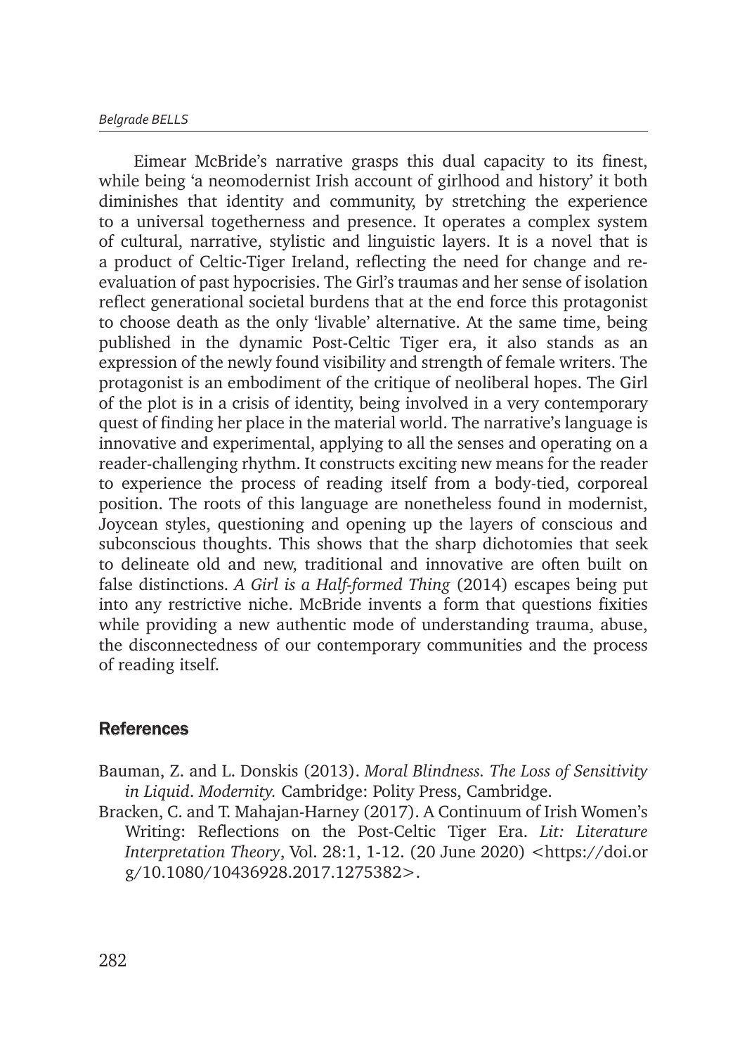Eimear McBride's narrative grasps this dual capacity to its finest, while being 'a neomodernist Irish account of girlhood and history' it both diminishes that identity and community, by stretching the experience to a universal togetherness and presence. It operates a complex system of cultural, narrative, stylistic and linguistic layers. It is a novel that is a product of Celtic-Tiger Ireland, reflecting the need for change and re-evaluation of past hypocrisies. The Girl's traumas and her sense of isolation reflect generational societal burdens that at the end force this protagonist to choose death as the only 'livable' alternative. At the same time, being published in the dynamic Post-Celtic Tiger era, it also stands as an expression of the newly found visibility and strength of female writers. The protagonist is an embodiment of the critique of neoliberal hopes. The Girl of the plot is in a crisis of identity, being involved in a very contemporary quest of finding her place in the material world. The narrative's language is innovative and experimental, applying to all the senses and operating on a reader-challenging rhythm. It constructs exciting new means for the reader to experience the process of reading itself from a body-tied, corporeal position. The roots of this language are nonetheless found in modernist, Joycean styles, questioning and opening up the layers of conscious and subconscious thoughts. This shows that the sharp dichotomies that seek to delineate old and new, traditional and innovative are often built on false distinctions. *A Girl is a Half-formed Thing* (2014) escapes being put into any restrictive niche. McBride invents a form that questions fixities while providing a new authentic mode of understanding trauma, abuse, the disconnectedness of our contemporary communities and the process of reading itself.

## References

Bauman, Z. and L. Donskis (2013). *Moral Blindness. The Loss of Sensitivity in Liquid*. *Modernity.* Cambridge: Polity Press, Cambridge.

Bracken, C. and T. Mahajan-Harney (2017). A Continuum of Irish Women's Writing: Reflections on the Post-Celtic Tiger Era. *Lit: Literature Interpretation Theory*, Vol. 28:1, 1-12. (20 June 2020) <https://doi.org/10.1080/10436928.2017.1275382>.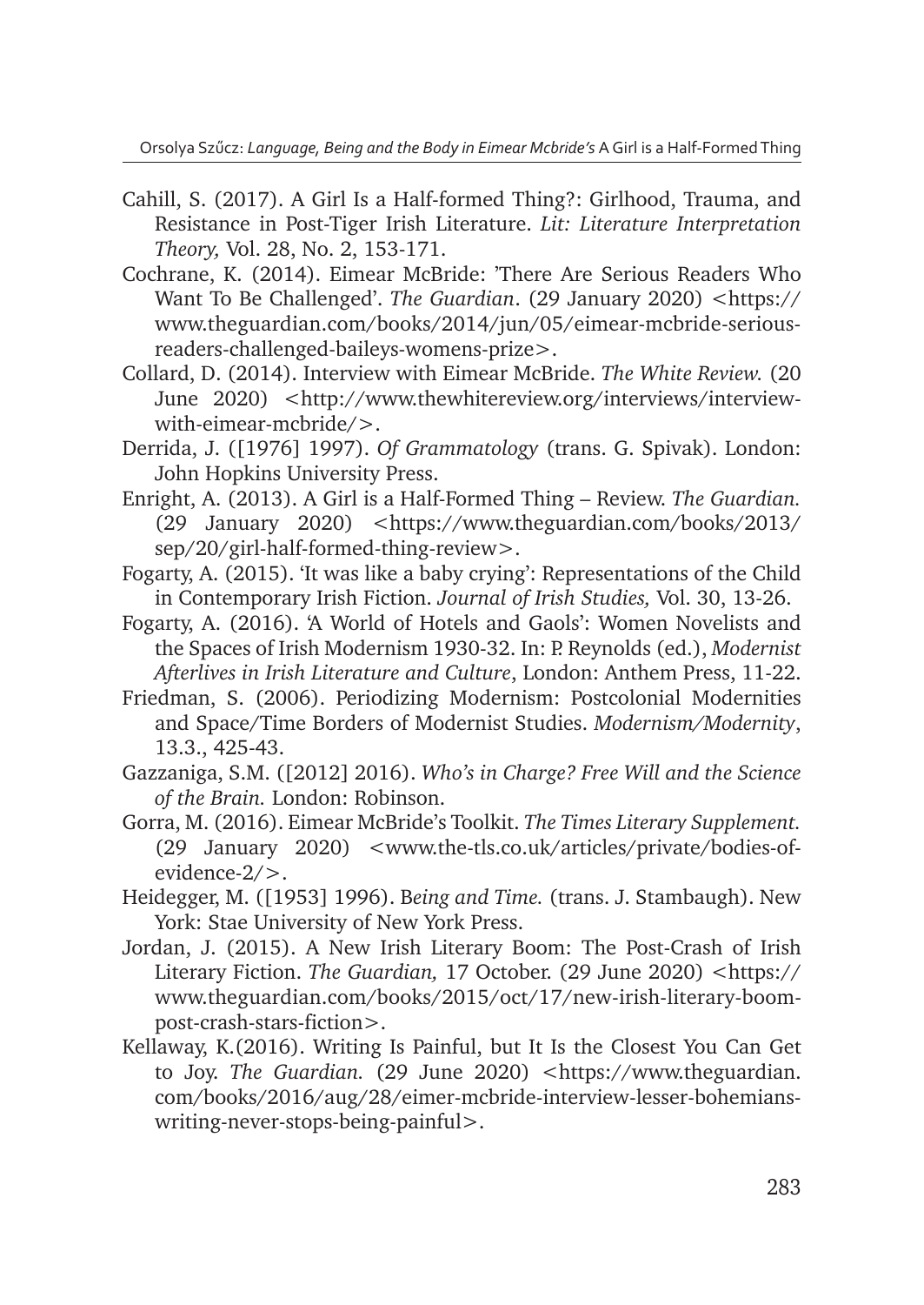Cahill, S. (2017). A Girl Is a Half-formed Thing?: Girlhood, Trauma, and Resistance in Post-Tiger Irish Literature. *Lit: Literature Interpretation Theory,* Vol. 28, No. 2, 153-171.

Cochrane, K. (2014). Eimear McBride: 'There Are Serious Readers Who Want To Be Challenged'. *The Guardian*. (29 January 2020) <https://www.theguardian.com/books/2014/jun/05/eimear-mcbride-serious-readers-challenged-baileys-womens-prize>.

Collard, D. (2014). Interview with Eimear McBride. *The White Review.* (20 June 2020) <http://www.thewhitereview.org/interviews/interview-with-eimear-mcbride/>.

Derrida, J. ([1976] 1997). *Of Grammatology* (trans. G. Spivak). London: John Hopkins University Press.

Enright, A. (2013). A Girl is a Half-Formed Thing – Review. *The Guardian.* (29 January 2020) <https://www.theguardian.com/books/2013/sep/20/girl-half-formed-thing-review>.

Fogarty, A. (2015). 'It was like a baby crying': Representations of the Child in Contemporary Irish Fiction. *Journal of Irish Studies,* Vol. 30, 13-26.

Fogarty, A. (2016). 'A World of Hotels and Gaols': Women Novelists and the Spaces of Irish Modernism 1930-32. In: P. Reynolds (ed.), *Modernist Afterlives in Irish Literature and Culture*, London: Anthem Press, 11-22.

Friedman, S. (2006). Periodizing Modernism: Postcolonial Modernities and Space/Time Borders of Modernist Studies. *Modernism/Modernity*, 13.3., 425-43.

Gazzaniga, S.M. ([2012] 2016). *Who's in Charge? Free Will and the Science of the Brain.* London: Robinson.

Gorra, M. (2016). Eimear McBride's Toolkit. *The Times Literary Supplement.* (29 January 2020) <www.the-tls.co.uk/articles/private/bodies-of-evidence-2/>.

Heidegger, M. ([1953] 1996). B*eing and Time.* (trans. J. Stambaugh). New York: Stae University of New York Press.

Jordan, J. (2015). A New Irish Literary Boom: The Post-Crash of Irish Literary Fiction. *The Guardian,* 17 October. (29 June 2020) <https://www.theguardian.com/books/2015/oct/17/new-irish-literary-boom-post-crash-stars-fiction>.

Kellaway, K.(2016). Writing Is Painful, but It Is the Closest You Can Get to Joy. *The Guardian.* (29 June 2020) <https://www.theguardian.com/books/2016/aug/28/eimer-mcbride-interview-lesser-bohemians-writing-never-stops-being-painful>.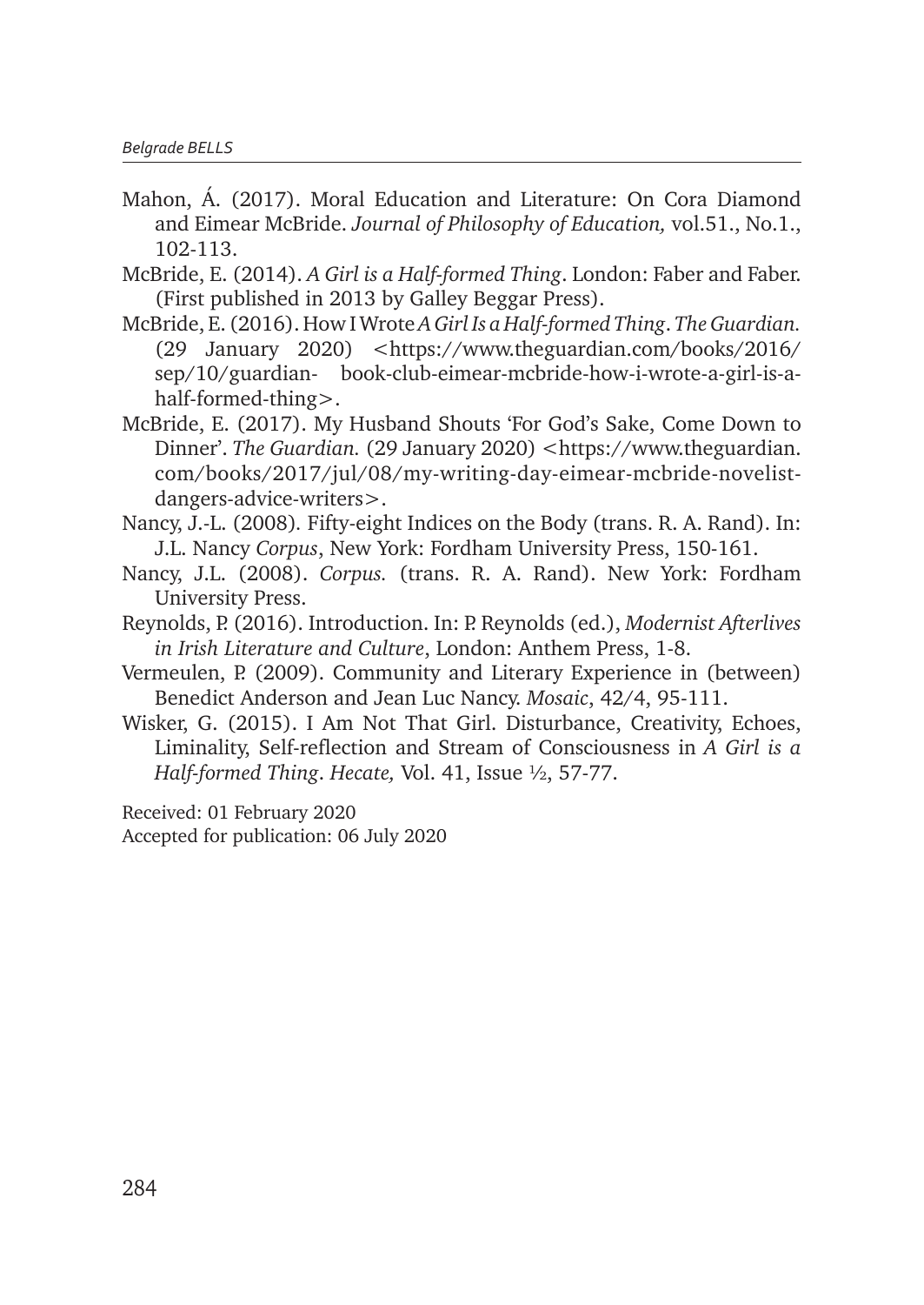Mahon, Á. (2017). Moral Education and Literature: On Cora Diamond and Eimear McBride. *Journal of Philosophy of Education,* vol.51., No.1., 102-113.

McBride, E. (2014). *A Girl is a Half-formed Thing*. London: Faber and Faber. (First published in 2013 by Galley Beggar Press).

McBride, E. (2016). How I Wrote *A Girl Is a Half-formed Thing*. *The Guardian.* (29 January 2020) <https://www.theguardian.com/books/2016/sep/10/guardian- book-club-eimear-mcbride-how-i-wrote-a-girl-is-a-half-formed-thing>.

McBride, E. (2017). My Husband Shouts 'For God's Sake, Come Down to Dinner'. *The Guardian.* (29 January 2020) <https://www.theguardian.com/books/2017/jul/08/my-writing-day-eimear-mcbride-novelist-dangers-advice-writers>.

Nancy, J.-L. (2008). Fifty-eight Indices on the Body (trans. R. A. Rand). In: J.L. Nancy *Corpus*, New York: Fordham University Press, 150-161.

Nancy, J.L. (2008). *Corpus.* (trans. R. A. Rand). New York: Fordham University Press.

Reynolds, P. (2016). Introduction. In: P. Reynolds (ed.), *Modernist Afterlives in Irish Literature and Culture*, London: Anthem Press, 1-8.

Vermeulen, P. (2009). Community and Literary Experience in (between) Benedict Anderson and Jean Luc Nancy. *Mosaic*, 42/4, 95-111.

Wisker, G. (2015). I Am Not That Girl. Disturbance, Creativity, Echoes, Liminality, Self-reflection and Stream of Consciousness in *A Girl is a Half-formed Thing*. *Hecate,* Vol. 41, Issue ½, 57-77.

Received: 01 February 2020
Accepted for publication: 06 July 2020